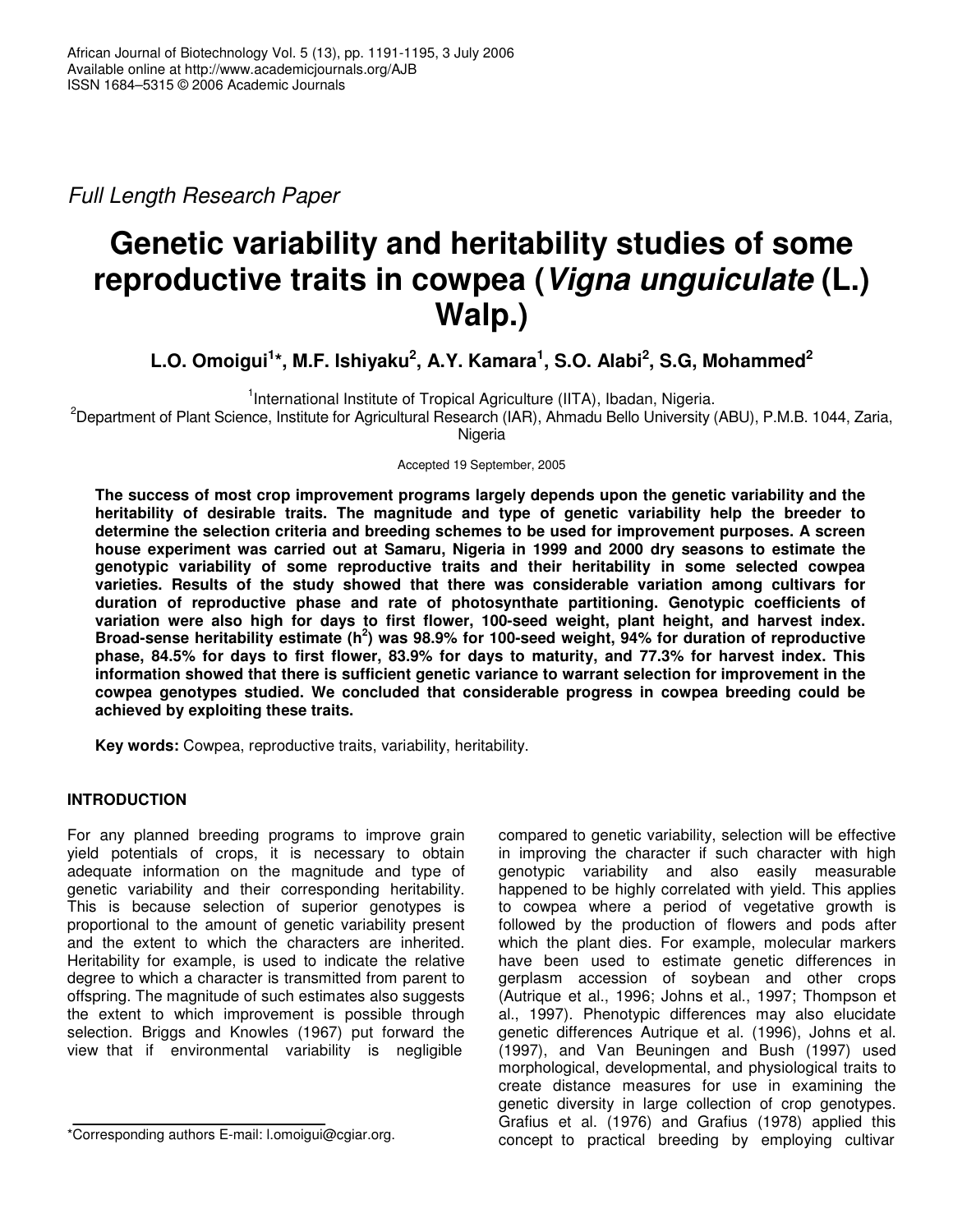Full Length Research Paper

# Genetic variability and heritability studies of some reproductive traits in cowpea (*Vigna unguiculate* (L.) Walp.)

**L.O. Omoigui[1]*, M.F. Ishiyaku[2], A.Y. Kamara[1], S.O. Alabi[2], S.G, Mohammed[2]**

[1]International Institute of Tropical Agriculture (IITA), Ibadan, Nigeria.
[2]Department of Plant Science, Institute for Agricultural Research (IAR), Ahmadu Bello University (ABU), P.M.B. 1044, Zaria, Nigeria

Accepted 19 September, 2005

**The success of most crop improvement programs largely depends upon the genetic variability and the heritability of desirable traits. The magnitude and type of genetic variability help the breeder to determine the selection criteria and breeding schemes to be used for improvement purposes. A screen house experiment was carried out at Samaru, Nigeria in 1999 and 2000 dry seasons to estimate the genotypic variability of some reproductive traits and their heritability in some selected cowpea varieties. Results of the study showed that there was considerable variation among cultivars for duration of reproductive phase and rate of photosynthate partitioning. Genotypic coefficients of variation were also high for days to first flower, 100-seed weight, plant height, and harvest index. Broad-sense heritability estimate ($h^2$) was 98.9% for 100-seed weight, 94% for duration of reproductive phase, 84.5% for days to first flower, 83.9% for days to maturity, and 77.3% for harvest index. This information showed that there is sufficient genetic variance to warrant selection for improvement in the cowpea genotypes studied. We concluded that considerable progress in cowpea breeding could be achieved by exploiting these traits.**

**Key words:** Cowpea, reproductive traits, variability, heritability.

## INTRODUCTION

For any planned breeding programs to improve grain yield potentials of crops, it is necessary to obtain adequate information on the magnitude and type of genetic variability and their corresponding heritability. This is because selection of superior genotypes is proportional to the amount of genetic variability present and the extent to which the characters are inherited. Heritability for example, is used to indicate the relative degree to which a character is transmitted from parent to offspring. The magnitude of such estimates also suggests the extent to which improvement is possible through selection. Briggs and Knowles (1967) put forward the view that if environmental variability is negligible compared to genetic variability, selection will be effective in improving the character if such character with high genotypic variability and also easily measurable happened to be highly correlated with yield. This applies to cowpea where a period of vegetative growth is followed by the production of flowers and pods after which the plant dies. For example, molecular markers have been used to estimate genetic differences in gerplasm accession of soybean and other crops (Autrique et al., 1996; Johns et al., 1997; Thompson et al., 1997). Phenotypic differences may also elucidate genetic differences Autrique et al. (1996), Johns et al. (1997), and Van Beuningen and Bush (1997) used morphological, developmental, and physiological traits to create distance measures for use in examining the genetic diversity in large collection of crop genotypes. Grafius et al. (1976) and Grafius (1978) applied this concept to practical breeding by employing cultivar

*Corresponding authors E-mail: l.omoigui@cgiar.org.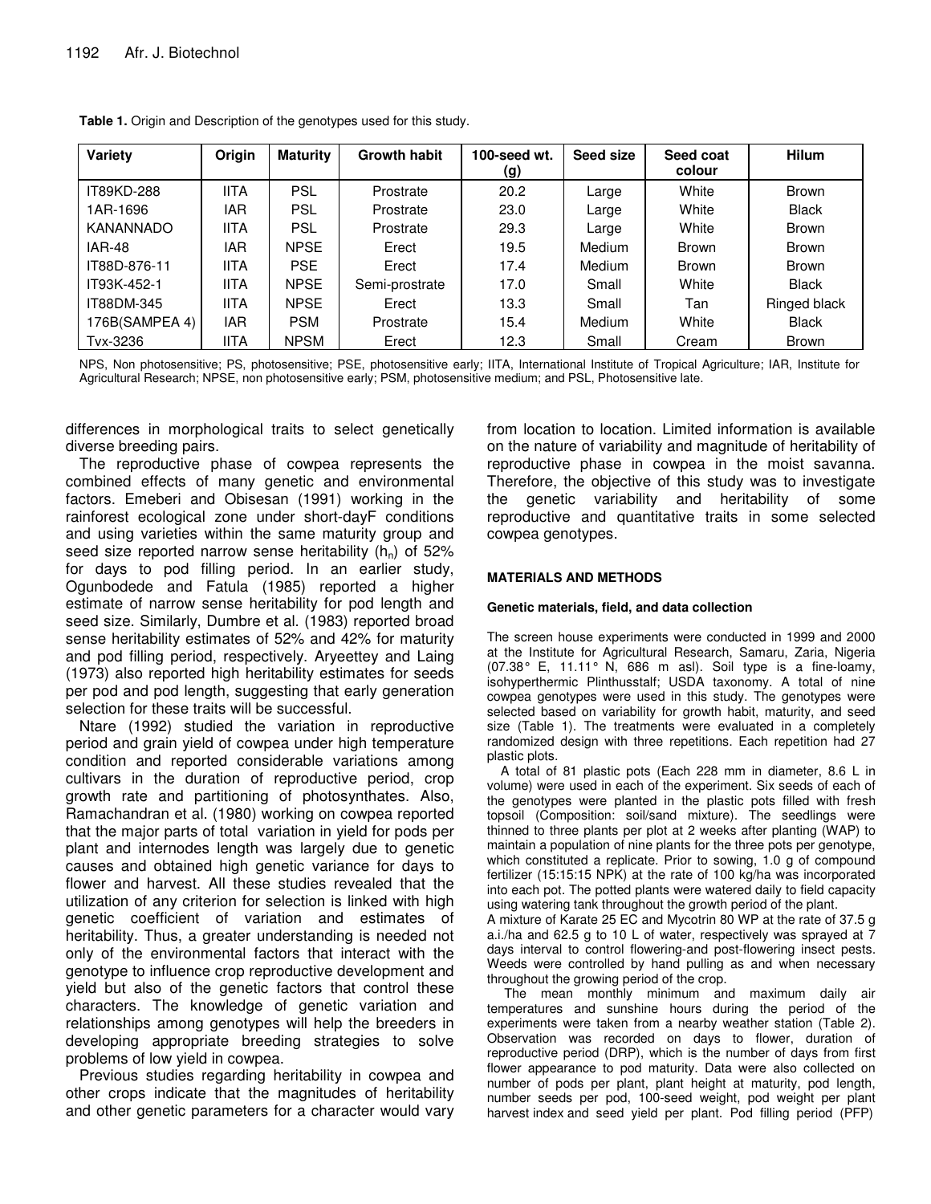**Table 1.** Origin and Description of the genotypes used for this study.

| Variety | Origin | Maturity | Growth habit | 100-seed wt. (g) | Seed size | Seed coat colour | Hilum |
|---|---|---|---|---|---|---|---|
| IT89KD-288 | IITA | PSL | Prostrate | 20.2 | Large | White | Brown |
| 1AR-1696 | IAR | PSL | Prostrate | 23.0 | Large | White | Black |
| KANANNADO | IITA | PSL | Prostrate | 29.3 | Large | White | Brown |
| IAR-48 | IAR | NPSE | Erect | 19.5 | Medium | Brown | Brown |
| IT88D-876-11 | IITA | PSE | Erect | 17.4 | Medium | Brown | Brown |
| IT93K-452-1 | IITA | NPSE | Semi-prostrate | 17.0 | Small | White | Black |
| IT88DM-345 | IITA | NPSE | Erect | 13.3 | Small | Tan | Ringed black |
| 176B(SAMPEA 4) | IAR | PSM | Prostrate | 15.4 | Medium | White | Black |
| Tvx-3236 | IITA | NPSM | Erect | 12.3 | Small | Cream | Brown |

NPS, Non photosensitive; PS, photosensitive; PSE, photosensitive early; IITA, International Institute of Tropical Agriculture; IAR, Institute for Agricultural Research; NPSE, non photosensitive early; PSM, photosensitive medium; and PSL, Photosensitive late.

differences in morphological traits to select genetically diverse breeding pairs.

The reproductive phase of cowpea represents the combined effects of many genetic and environmental factors. Emeberi and Obisesan (1991) working in the rainforest ecological zone under short-dayF conditions and using varieties within the same maturity group and seed size reported narrow sense heritability ($h_n$) of 52% for days to pod filling period. In an earlier study, Ogunbodede and Fatula (1985) reported a higher estimate of narrow sense heritability for pod length and seed size. Similarly, Dumbre et al. (1983) reported broad sense heritability estimates of 52% and 42% for maturity and pod filling period, respectively. Aryeettey and Laing (1973) also reported high heritability estimates for seeds per pod and pod length, suggesting that early generation selection for these traits will be successful.

Ntare (1992) studied the variation in reproductive period and grain yield of cowpea under high temperature condition and reported considerable variations among cultivars in the duration of reproductive period, crop growth rate and partitioning of photosynthates. Also, Ramachandran et al. (1980) working on cowpea reported that the major parts of total variation in yield for pods per plant and internodes length was largely due to genetic causes and obtained high genetic variance for days to flower and harvest. All these studies revealed that the utilization of any criterion for selection is linked with high genetic coefficient of variation and estimates of heritability. Thus, a greater understanding is needed not only of the environmental factors that interact with the genotype to influence crop reproductive development and yield but also of the genetic factors that control these characters. The knowledge of genetic variation and relationships among genotypes will help the breeders in developing appropriate breeding strategies to solve problems of low yield in cowpea.

Previous studies regarding heritability in cowpea and other crops indicate that the magnitudes of heritability and other genetic parameters for a character would vary from location to location. Limited information is available on the nature of variability and magnitude of heritability of reproductive phase in cowpea in the moist savanna. Therefore, the objective of this study was to investigate the genetic variability and heritability of some reproductive and quantitative traits in some selected cowpea genotypes.

## MATERIALS AND METHODS

### Genetic materials, field, and data collection

The screen house experiments were conducted in 1999 and 2000 at the Institute for Agricultural Research, Samaru, Zaria, Nigeria (07.38° E, 11.11° N, 686 m asl). Soil type is a fine-loamy, isohyperthermic Plinthusstalf; USDA taxonomy. A total of nine cowpea genotypes were used in this study. The genotypes were selected based on variability for growth habit, maturity, and seed size (Table 1). The treatments were evaluated in a completely randomized design with three repetitions. Each repetition had 27 plastic plots.

A total of 81 plastic pots (Each 228 mm in diameter, 8.6 L in volume) were used in each of the experiment. Six seeds of each of the genotypes were planted in the plastic pots filled with fresh topsoil (Composition: soil/sand mixture). The seedlings were thinned to three plants per plot at 2 weeks after planting (WAP) to maintain a population of nine plants for the three pots per genotype, which constituted a replicate. Prior to sowing, 1.0 g of compound fertilizer (15:15:15 NPK) at the rate of 100 kg/ha was incorporated into each pot. The potted plants were watered daily to field capacity using watering tank throughout the growth period of the plant.

A mixture of Karate 25 EC and Mycotrin 80 WP at the rate of 37.5 g a.i./ha and 62.5 g to 10 L of water, respectively was sprayed at 7 days interval to control flowering-and post-flowering insect pests. Weeds were controlled by hand pulling as and when necessary throughout the growing period of the crop.

The mean monthly minimum and maximum daily air temperatures and sunshine hours during the period of the experiments were taken from a nearby weather station (Table 2). Observation was recorded on days to flower, duration of reproductive period (DRP), which is the number of days from first flower appearance to pod maturity. Data were also collected on number of pods per plant, plant height at maturity, pod length, number seeds per pod, 100-seed weight, pod weight per plant harvest index and seed yield per plant. Pod filling period (PFP)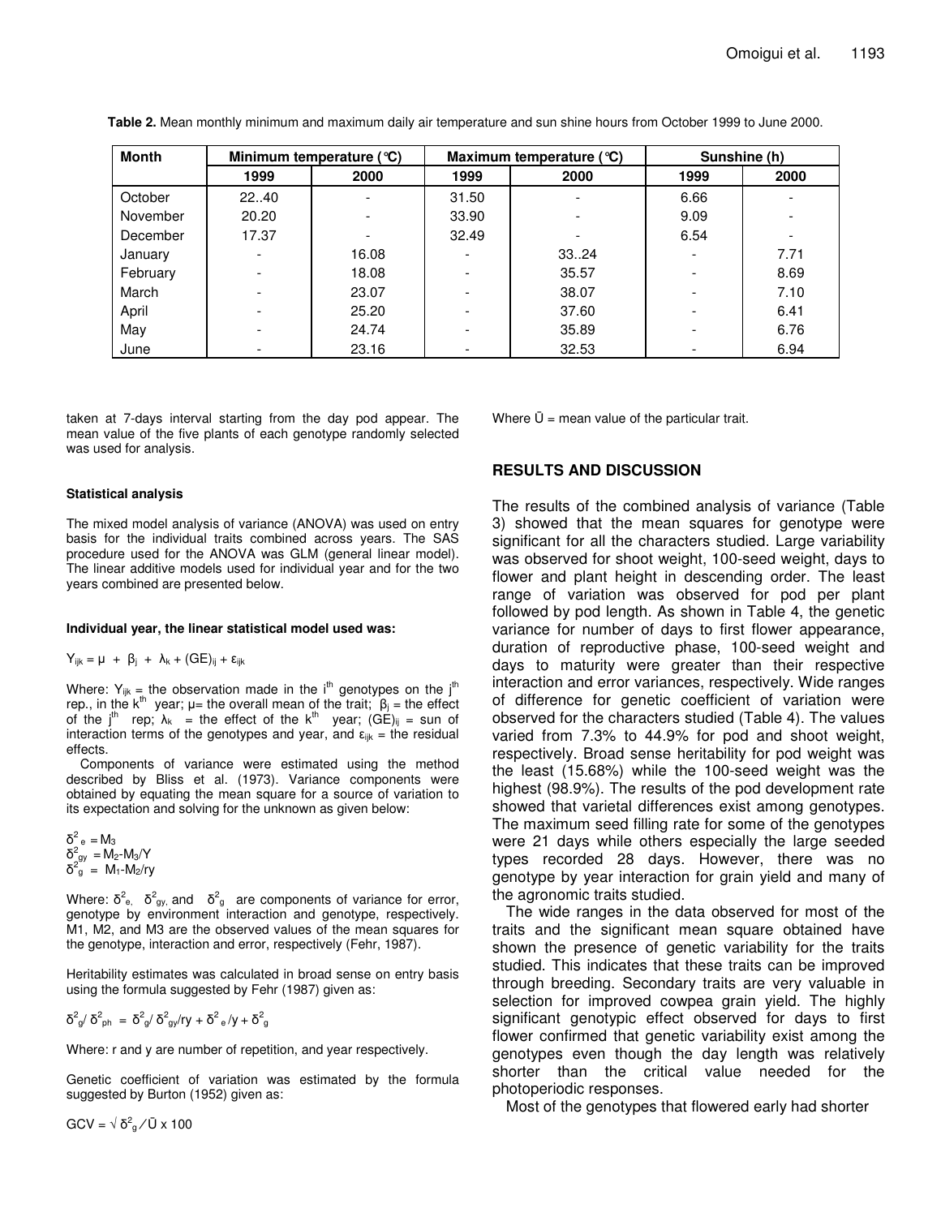**Table 2.** Mean monthly minimum and maximum daily air temperature and sun shine hours from October 1999 to June 2000.

| Month | Minimum temperature (°C) | | Maximum temperature (°C) | | Sunshine (h) | |
|---|---|---|---|---|---|---|
| | 1999 | 2000 | 1999 | 2000 | 1999 | 2000 |
| October | 22..40 | - | 31.50 | - | 6.66 | - |
| November | 20.20 | - | 33.90 | - | 9.09 | - |
| December | 17.37 | - | 32.49 | - | 6.54 | - |
| January | - | 16.08 | - | 33..24 | - | 7.71 |
| February | - | 18.08 | - | 35.57 | - | 8.69 |
| March | - | 23.07 | - | 38.07 | - | 7.10 |
| April | - | 25.20 | - | 37.60 | - | 6.41 |
| May | - | 24.74 | - | 35.89 | - | 6.76 |
| June | - | 23.16 | - | 32.53 | - | 6.94 |

taken at 7-days interval starting from the day pod appear. The mean value of the five plants of each genotype randomly selected was used for analysis.

#### Statistical analysis

The mixed model analysis of variance (ANOVA) was used on entry basis for the individual traits combined across years. The SAS procedure used for the ANOVA was GLM (general linear model). The linear additive models used for individual year and for the two years combined are presented below.

#### Individual year, the linear statistical model used was:

$$Y_{ijk} = \mu + \beta_j + \lambda_k + (GE)_{ij} + \varepsilon_{ijk}$$

Where: $Y_{ijk}$ = the observation made in the $i^{th}$ genotypes on the $j^{th}$ rep., in the $k^{th}$ year; $\mu$= the overall mean of the trait; $\beta_j$ = the effect of the $j^{th}$ rep; $\lambda_k$ = the effect of the $k^{th}$ year; $(GE)_{ij}$ = sun of interaction terms of the genotypes and year, and $\varepsilon_{ijk}$ = the residual effects.

Components of variance were estimated using the method described by Bliss et al. (1973). Variance components were obtained by equating the mean square for a source of variation to its expectation and solving for the unknown as given below:

$$\delta^2_e = M_3$$
$$\delta^2_{gy} = M_2\text{-}M_3/Y$$
$$\delta^2_g = M_1\text{-}M_2/ry$$

Where: $\delta^2_e$, $\delta^2_{gy}$, and $\delta^2_g$ are components of variance for error, genotype by environment interaction and genotype, respectively. M1, M2, and M3 are the observed values of the mean squares for the genotype, interaction and error, respectively (Fehr, 1987).

Heritability estimates was calculated in broad sense on entry basis using the formula suggested by Fehr (1987) given as:

$$\delta^2_g / \delta^2_{ph} = \delta^2_g / \delta^2_{gy}/ry + \delta^2_e/y + \delta^2_g$$

Where: r and y are number of repetition, and year respectively.

Genetic coefficient of variation was estimated by the formula suggested by Burton (1952) given as:

$$GCV = \sqrt{\delta^2_g} / \bar{U} \times 100$$

Where $\bar{U}$ = mean value of the particular trait.

## RESULTS AND DISCUSSION

The results of the combined analysis of variance (Table 3) showed that the mean squares for genotype were significant for all the characters studied. Large variability was observed for shoot weight, 100-seed weight, days to flower and plant height in descending order. The least range of variation was observed for pod per plant followed by pod length. As shown in Table 4, the genetic variance for number of days to first flower appearance, duration of reproductive phase, 100-seed weight and days to maturity were greater than their respective interaction and error variances, respectively. Wide ranges of difference for genetic coefficient of variation were observed for the characters studied (Table 4). The values varied from 7.3% to 44.9% for pod and shoot weight, respectively. Broad sense heritability for pod weight was the least (15.68%) while the 100-seed weight was the highest (98.9%). The results of the pod development rate showed that varietal differences exist among genotypes. The maximum seed filling rate for some of the genotypes were 21 days while others especially the large seeded types recorded 28 days. However, there was no genotype by year interaction for grain yield and many of the agronomic traits studied.

The wide ranges in the data observed for most of the traits and the significant mean square obtained have shown the presence of genetic variability for the traits studied. This indicates that these traits can be improved through breeding. Secondary traits are very valuable in selection for improved cowpea grain yield. The highly significant genotypic effect observed for days to first flower confirmed that genetic variability exist among the genotypes even though the day length was relatively shorter than the critical value needed for the photoperiodic responses.

Most of the genotypes that flowered early had shorter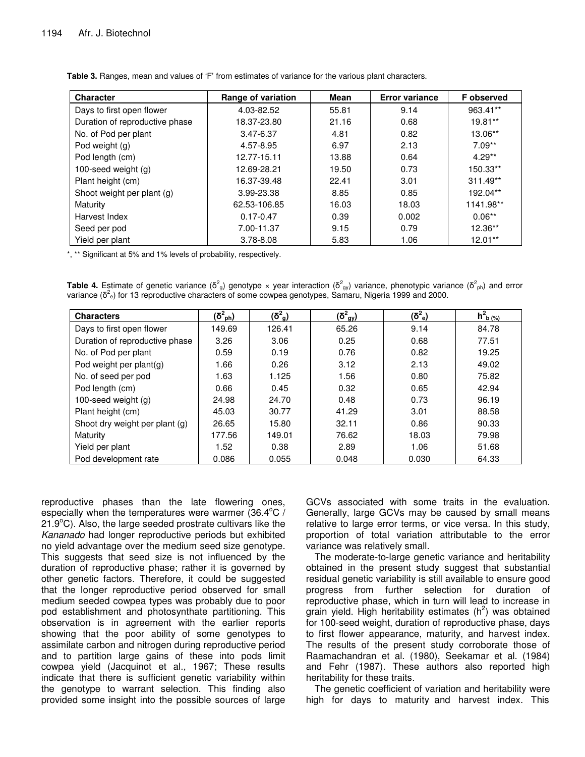**Table 3.** Ranges, mean and values of 'F' from estimates of variance for the various plant characters.

| Character | Range of variation | Mean | Error variance | F observed |
|---|---|---|---|---|
| Days to first open flower | 4.03-82.52 | 55.81 | 9.14 | 963.41** |
| Duration of reproductive phase | 18.37-23.80 | 21.16 | 0.68 | 19.81** |
| No. of Pod per plant | 3.47-6.37 | 4.81 | 0.82 | 13.06** |
| Pod weight (g) | 4.57-8.95 | 6.97 | 2.13 | 7.09** |
| Pod length (cm) | 12.77-15.11 | 13.88 | 0.64 | 4.29** |
| 100-seed weight (g) | 12.69-28.21 | 19.50 | 0.73 | 150.33** |
| Plant height (cm) | 16.37-39.48 | 22.41 | 3.01 | 311.49** |
| Shoot weight per plant (g) | 3.99-23.38 | 8.85 | 0.85 | 192.04** |
| Maturity | 62.53-106.85 | 16.03 | 18.03 | 1141.98** |
| Harvest Index | 0.17-0.47 | 0.39 | 0.002 | 0.06** |
| Seed per pod | 7.00-11.37 | 9.15 | 0.79 | 12.36** |
| Yield per plant | 3.78-8.08 | 5.83 | 1.06 | 12.01** |

*, ** Significant at 5% and 1% levels of probability, respectively.

**Table 4.** Estimate of genetic variance ($\delta^2_g$) genotype × year interaction ($\delta^2_{gy}$) variance, phenotypic variance ($\delta^2_{ph}$) and error variance ($\delta^2_e$) for 13 reproductive characters of some cowpea genotypes, Samaru, Nigeria 1999 and 2000.

| Characters | ($\delta^2_{ph}$) | ($\delta^2_g$) | ($\delta^2_{gy}$) | ($\delta^2_e$) | $h^2_{b\,(\%)}$ |
|---|---|---|---|---|---|
| Days to first open flower | 149.69 | 126.41 | 65.26 | 9.14 | 84.78 |
| Duration of reproductive phase | 3.26 | 3.06 | 0.25 | 0.68 | 77.51 |
| No. of Pod per plant | 0.59 | 0.19 | 0.76 | 0.82 | 19.25 |
| Pod weight per plant(g) | 1.66 | 0.26 | 3.12 | 2.13 | 49.02 |
| No. of seed per pod | 1.63 | 1.125 | 1.56 | 0.80 | 75.82 |
| Pod length (cm) | 0.66 | 0.45 | 0.32 | 0.65 | 42.94 |
| 100-seed weight (g) | 24.98 | 24.70 | 0.48 | 0.73 | 96.19 |
| Plant height (cm) | 45.03 | 30.77 | 41.29 | 3.01 | 88.58 |
| Shoot dry weight per plant (g) | 26.65 | 15.80 | 32.11 | 0.86 | 90.33 |
| Maturity | 177.56 | 149.01 | 76.62 | 18.03 | 79.98 |
| Yield per plant | 1.52 | 0.38 | 2.89 | 1.06 | 51.68 |
| Pod development rate | 0.086 | 0.055 | 0.048 | 0.030 | 64.33 |

reproductive phases than the late flowering ones, especially when the temperatures were warmer (36.4°C / 21.9°C). Also, the large seeded prostrate cultivars like the *Kananado* had longer reproductive periods but exhibited no yield advantage over the medium seed size genotype. This suggests that seed size is not influenced by the duration of reproductive phase; rather it is governed by other genetic factors. Therefore, it could be suggested that the longer reproductive period observed for small medium seeded cowpea types was probably due to poor pod establishment and photosynthate partitioning. This observation is in agreement with the earlier reports showing that the poor ability of some genotypes to assimilate carbon and nitrogen during reproductive period and to partition large gains of these into pods limit cowpea yield (Jacquinot et al., 1967; These results indicate that there is sufficient genetic variability within the genotype to warrant selection. This finding also provided some insight into the possible sources of large GCVs associated with some traits in the evaluation. Generally, large GCVs may be caused by small means relative to large error terms, or vice versa. In this study, proportion of total variation attributable to the error variance was relatively small.

The moderate-to-large genetic variance and heritability obtained in the present study suggest that substantial residual genetic variability is still available to ensure good progress from further selection for duration of reproductive phase, which in turn will lead to increase in grain yield. High heritability estimates ($h^2$) was obtained for 100-seed weight, duration of reproductive phase, days to first flower appearance, maturity, and harvest index. The results of the present study corroborate those of Raamachandran et al. (1980), Seekamar et al. (1984) and Fehr (1987). These authors also reported high heritability for these traits.

The genetic coefficient of variation and heritability were high for days to maturity and harvest index. This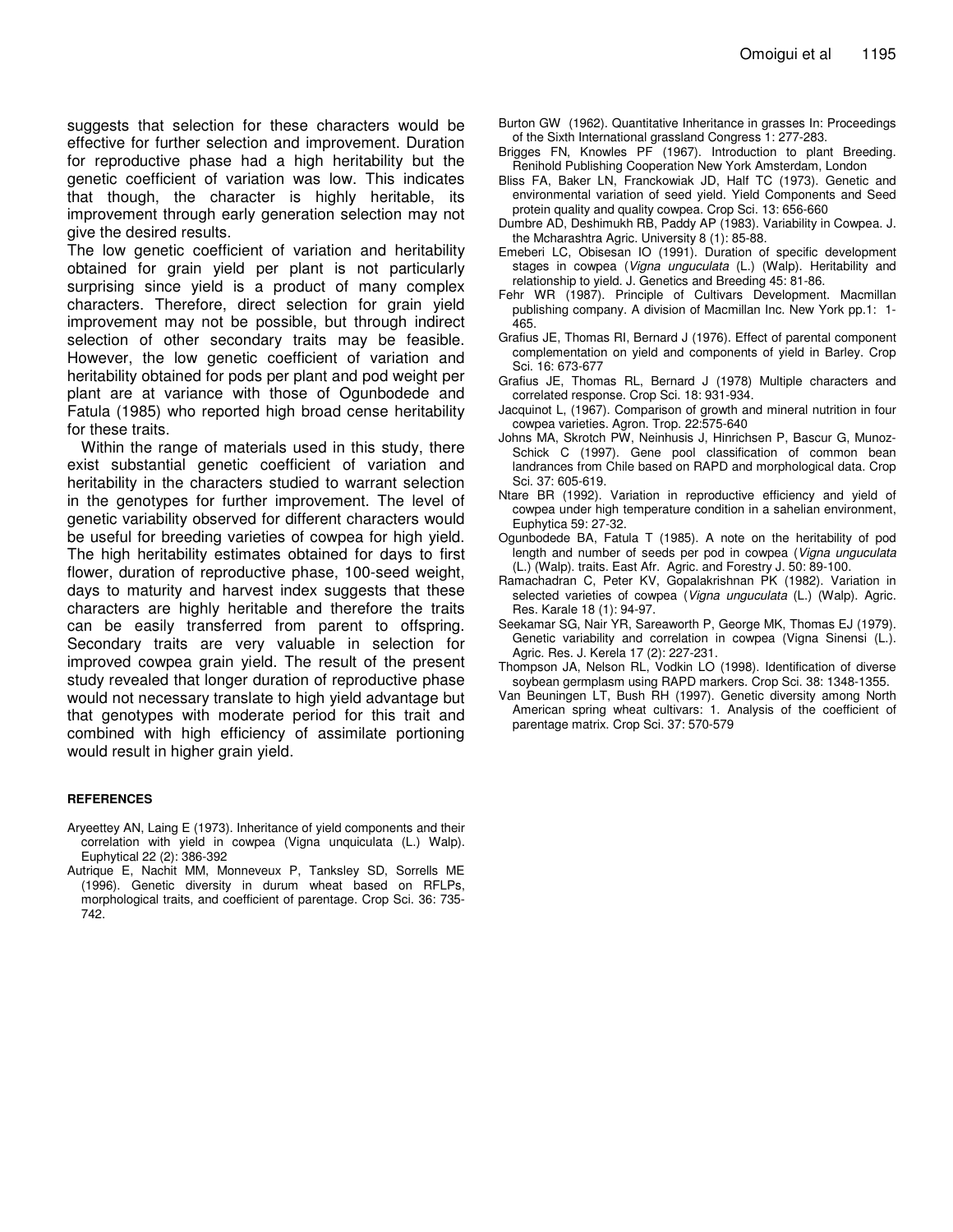suggests that selection for these characters would be effective for further selection and improvement. Duration for reproductive phase had a high heritability but the genetic coefficient of variation was low. This indicates that though, the character is highly heritable, its improvement through early generation selection may not give the desired results.

The low genetic coefficient of variation and heritability obtained for grain yield per plant is not particularly surprising since yield is a product of many complex characters. Therefore, direct selection for grain yield improvement may not be possible, but through indirect selection of other secondary traits may be feasible. However, the low genetic coefficient of variation and heritability obtained for pods per plant and pod weight per plant are at variance with those of Ogunbodede and Fatula (1985) who reported high broad cense heritability for these traits.

Within the range of materials used in this study, there exist substantial genetic coefficient of variation and heritability in the characters studied to warrant selection in the genotypes for further improvement. The level of genetic variability observed for different characters would be useful for breeding varieties of cowpea for high yield. The high heritability estimates obtained for days to first flower, duration of reproductive phase, 100-seed weight, days to maturity and harvest index suggests that these characters are highly heritable and therefore the traits can be easily transferred from parent to offspring. Secondary traits are very valuable in selection for improved cowpea grain yield. The result of the present study revealed that longer duration of reproductive phase would not necessary translate to high yield advantage but that genotypes with moderate period for this trait and combined with high efficiency of assimilate portioning would result in higher grain yield.

## REFERENCES

Aryeettey AN, Laing E (1973). Inheritance of yield components and their correlation with yield in cowpea (Vigna unquiculata (L.) Walp). Euphytical 22 (2): 386-392

Autrique E, Nachit MM, Monneveux P, Tanksley SD, Sorrells ME (1996). Genetic diversity in durum wheat based on RFLPs, morphological traits, and coefficient of parentage. Crop Sci. 36: 735-742.

Burton GW (1962). Quantitative Inheritance in grasses In: Proceedings of the Sixth International grassland Congress 1: 277-283.

Brigges FN, Knowles PF (1967). Introduction to plant Breeding. Renihold Publishing Cooperation New York Amsterdam, London

Bliss FA, Baker LN, Franckowiak JD, Half TC (1973). Genetic and environmental variation of seed yield. Yield Components and Seed protein quality and quality cowpea. Crop Sci. 13: 656-660

Dumbre AD, Deshimukh RB, Paddy AP (1983). Variability in Cowpea. J. the Mcharashtra Agric. University 8 (1): 85-88.

Emeberi LC, Obisesan IO (1991). Duration of specific development stages in cowpea (*Vigna unguculata* (L.) (Walp). Heritability and relationship to yield. J. Genetics and Breeding 45: 81-86.

Fehr WR (1987). Principle of Cultivars Development. Macmillan publishing company. A division of Macmillan Inc. New York pp.1: 1-465.

Grafius JE, Thomas RI, Bernard J (1976). Effect of parental component complementation on yield and components of yield in Barley. Crop Sci. 16: 673-677

Grafius JE, Thomas RL, Bernard J (1978) Multiple characters and correlated response. Crop Sci. 18: 931-934.

Jacquinot L, (1967). Comparison of growth and mineral nutrition in four cowpea varieties. Agron. Trop. 22:575-640

Johns MA, Skrotch PW, Neinhusis J, Hinrichsen P, Bascur G, Munoz-Schick C (1997). Gene pool classification of common bean landrances from Chile based on RAPD and morphological data. Crop Sci. 37: 605-619.

Ntare BR (1992). Variation in reproductive efficiency and yield of cowpea under high temperature condition in a sahelian environment, Euphytica 59: 27-32.

Ogunbodede BA, Fatula T (1985). A note on the heritability of pod length and number of seeds per pod in cowpea (*Vigna unguculata* (L.) (Walp). traits. East Afr. Agric. and Forestry J. 50: 89-100.

Ramachadran C, Peter KV, Gopalakrishnan PK (1982). Variation in selected varieties of cowpea (*Vigna unguculata* (L.) (Walp). Agric. Res. Karale 18 (1): 94-97.

Seekamar SG, Nair YR, Sareaworth P, George MK, Thomas EJ (1979). Genetic variability and correlation in cowpea (Vigna Sinensi (L.). Agric. Res. J. Kerela 17 (2): 227-231.

Thompson JA, Nelson RL, Vodkin LO (1998). Identification of diverse soybean germplasm using RAPD markers. Crop Sci. 38: 1348-1355.

Van Beuningen LT, Bush RH (1997). Genetic diversity among North American spring wheat cultivars: 1. Analysis of the coefficient of parentage matrix. Crop Sci. 37: 570-579